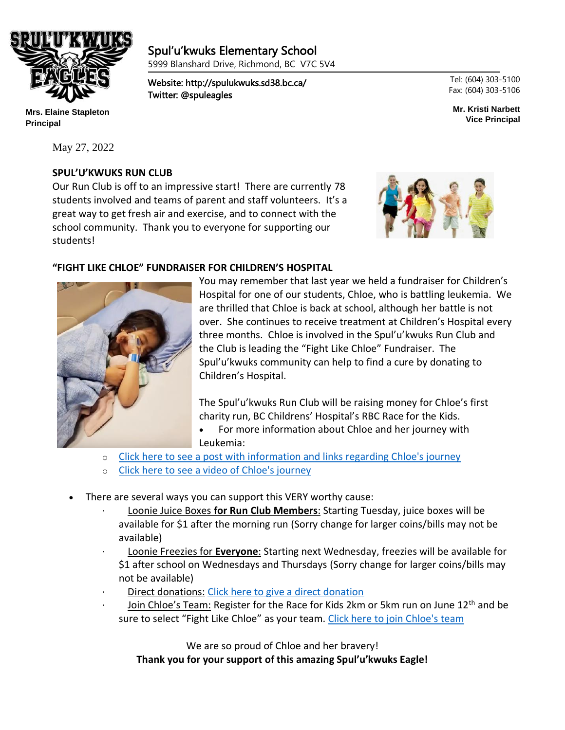# Spul'u'kwuks Elementary School

5999 Blanshard Drive, Richmond, BC V7C 5V4

Website: http://spulukwuks.sd38.bc.ca/
Twitter: @spuleagles

Tel: (604) 303-5100
Fax: (604) 303-5106

**Mrs. Elaine Stapleton**
**Principal**

**Mr. Kristi Narbett**
**Vice Principal**

May 27, 2022

## SPUL'U'KWUKS RUN CLUB

Our Run Club is off to an impressive start! There are currently 78 students involved and teams of parent and staff volunteers. It's a great way to get fresh air and exercise, and to connect with the school community. Thank you to everyone for supporting our students!

## "FIGHT LIKE CHLOE" FUNDRAISER FOR CHILDREN'S HOSPITAL

You may remember that last year we held a fundraiser for Children's Hospital for one of our students, Chloe, who is battling leukemia. We are thrilled that Chloe is back at school, although her battle is not over. She continues to receive treatment at Children's Hospital every three months. Chloe is involved in the Spul'u'kwuks Run Club and the Club is leading the "Fight Like Chloe" Fundraiser. The Spul'u'kwuks community can help to find a cure by donating to Children's Hospital.

The Spul'u'kwuks Run Club will be raising money for Chloe's first charity run, BC Childrens' Hospital's RBC Race for the Kids.

- For more information about Chloe and her journey with Leukemia:
  - Click here to see a post with information and links regarding Chloe's journey
  - Click here to see a video of Chloe's journey

- There are several ways you can support this VERY worthy cause:
  - Loonie Juice Boxes **for Run Club Members**: Starting Tuesday, juice boxes will be available for $1 after the morning run (Sorry change for larger coins/bills may not be available)
  - Loonie Freezies for **Everyone**: Starting next Wednesday, freezies will be available for $1 after school on Wednesdays and Thursdays (Sorry change for larger coins/bills may not be available)
  - Direct donations: Click here to give a direct donation
  - Join Chloe's Team: Register for the Race for Kids 2km or 5km run on June 12th and be sure to select "Fight Like Chloe" as your team. Click here to join Chloe's team

We are so proud of Chloe and her bravery!

**Thank you for your support of this amazing Spul'u'kwuks Eagle!**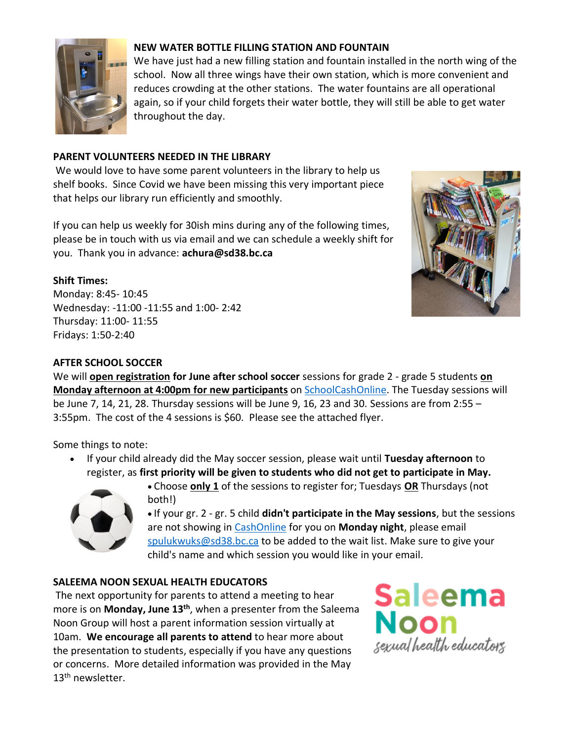**NEW WATER BOTTLE FILLING STATION AND FOUNTAIN**

We have just had a new filling station and fountain installed in the north wing of the school. Now all three wings have their own station, which is more convenient and reduces crowding at the other stations. The water fountains are all operational again, so if your child forgets their water bottle, they will still be able to get water throughout the day.

**PARENT VOLUNTEERS NEEDED IN THE LIBRARY**

We would love to have some parent volunteers in the library to help us shelf books. Since Covid we have been missing this very important piece that helps our library run efficiently and smoothly.

If you can help us weekly for 30ish mins during any of the following times, please be in touch with us via email and we can schedule a weekly shift for you. Thank you in advance: **achura@sd38.bc.ca**

**Shift Times:**
Monday: 8:45- 10:45
Wednesday: -11:00 -11:55 and 1:00- 2:42
Thursday: 11:00- 11:55
Fridays: 1:50-2:40

**AFTER SCHOOL SOCCER**

We will **open registration for June after school soccer** sessions for grade 2 - grade 5 students **on Monday afternoon at 4:00pm for new participants** on SchoolCashOnline. The Tuesday sessions will be June 7, 14, 21, 28. Thursday sessions will be June 9, 16, 23 and 30. Sessions are from 2:55 – 3:55pm. The cost of the 4 sessions is $60. Please see the attached flyer.

Some things to note:

- If your child already did the May soccer session, please wait until **Tuesday afternoon** to register, as **first priority will be given to students who did not get to participate in May.**
- Choose **only 1** of the sessions to register for; Tuesdays **OR** Thursdays (not both!)
- If your gr. 2 - gr. 5 child **didn't participate in the May sessions**, but the sessions are not showing in CashOnline for you on **Monday night**, please email spulukwuks@sd38.bc.ca to be added to the wait list. Make sure to give your child's name and which session you would like in your email.

**SALEEMA NOON SEXUAL HEALTH EDUCATORS**

The next opportunity for parents to attend a meeting to hear more is on **Monday, June 13th**, when a presenter from the Saleema Noon Group will host a parent information session virtually at 10am. **We encourage all parents to attend** to hear more about the presentation to students, especially if you have any questions or concerns. More detailed information was provided in the May 13th newsletter.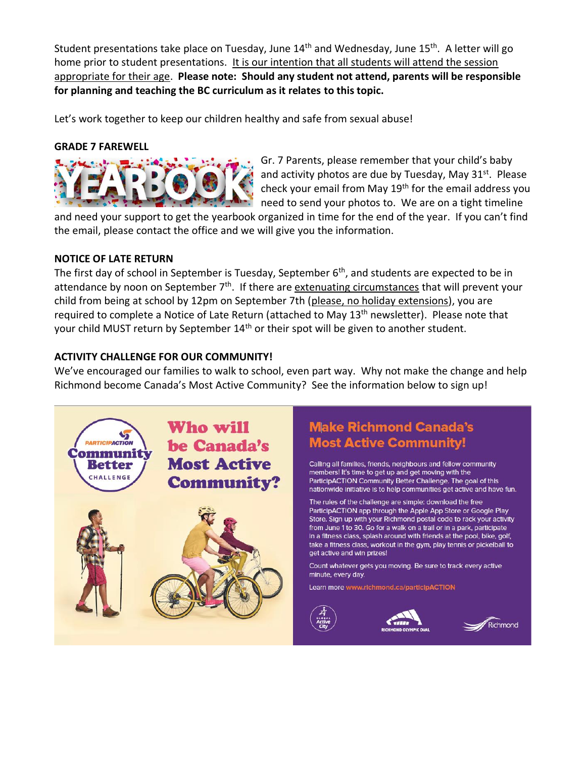Student presentations take place on Tuesday, June 14th and Wednesday, June 15th. A letter will go home prior to student presentations. It is our intention that all students will attend the session appropriate for their age. **Please note: Should any student not attend, parents will be responsible for planning and teaching the BC curriculum as it relates to this topic.**

Let's work together to keep our children healthy and safe from sexual abuse!

**GRADE 7 FAREWELL**

YEARBOOK

Gr. 7 Parents, please remember that your child's baby and activity photos are due by Tuesday, May 31st. Please check your email from May 19th for the email address you need to send your photos to. We are on a tight timeline and need your support to get the yearbook organized in time for the end of the year. If you can't find the email, please contact the office and we will give you the information.

**NOTICE OF LATE RETURN**

The first day of school in September is Tuesday, September 6th, and students are expected to be in attendance by noon on September 7th. If there are extenuating circumstances that will prevent your child from being at school by 12pm on September 7th (please, no holiday extensions), you are required to complete a Notice of Late Return (attached to May 13th newsletter). Please note that your child MUST return by September 14th or their spot will be given to another student.

**ACTIVITY CHALLENGE FOR OUR COMMUNITY!**

We've encouraged our families to walk to school, even part way. Why not make the change and help Richmond become Canada's Most Active Community? See the information below to sign up!

PARTICIPACTION Community Better CHALLENGE

**Who will be Canada's Most Active Community?**

**Make Richmond Canada's Most Active Community!**

Calling all families, friends, neighbours and fellow community members! It's time to get up and get moving with the ParticipACTION Community Better Challenge. The goal of this nationwide initiative is to help communities get active and have fun.

The rules of the challenge are simple: download the free ParticipACTION app through the Apple App Store or Google Play Store. Sign up with your Richmond postal code to rack your activity from June 1 to 30. Go for a walk on a trail or in a park, participate in a fitness class, splash around with friends at the pool, bike, golf, take a fitness class, workout in the gym, play tennis or pickleball to get active and win prizes!

Count whatever gets you moving. Be sure to track every active minute, every day.

Learn more www.richmond.ca/participACTION

Global Active City · Richmond Olympic Oval · Richmond